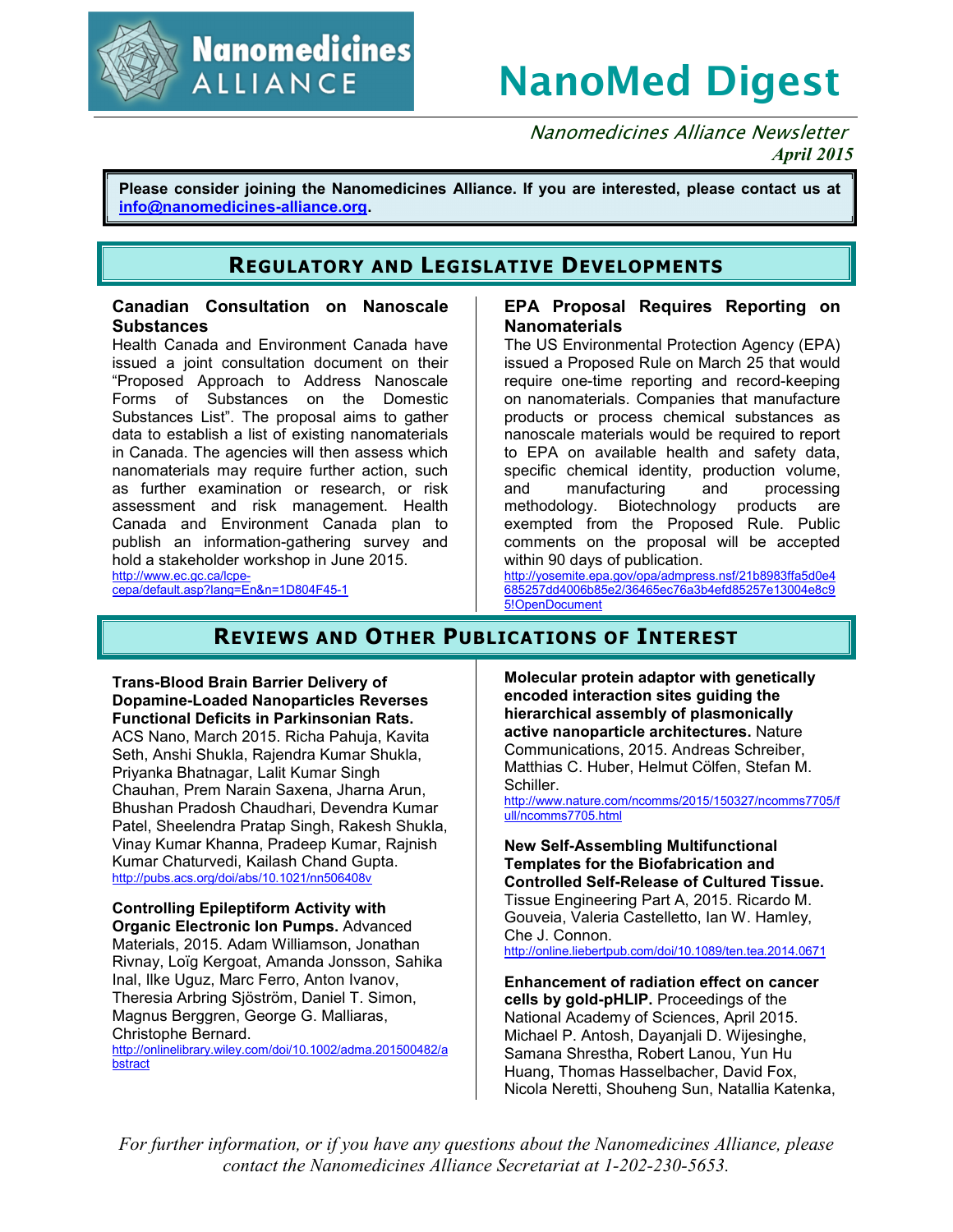# NanoMed Digest

*Nanomedicines Alliance Newsletter*

***April 2015***

**Please consider joining the Nanomedicines Alliance. If you are interested, please contact us at [info@nanomedicines-alliance.org](mailto:info@nanomedicines-alliance.org).**

## Regulatory and Legislative Developments

### Canadian Consultation on Nanoscale Substances

Health Canada and Environment Canada have issued a joint consultation document on their "Proposed Approach to Address Nanoscale Forms of Substances on the Domestic Substances List". The proposal aims to gather data to establish a list of existing nanomaterials in Canada. The agencies will then assess which nanomaterials may require further action, such as further examination or research, or risk assessment and risk management. Health Canada and Environment Canada plan to publish an information-gathering survey and hold a stakeholder workshop in June 2015.

http://www.ec.gc.ca/lcpe-cepa/default.asp?lang=En&n=1D804F45-1

### EPA Proposal Requires Reporting on Nanomaterials

The US Environmental Protection Agency (EPA) issued a Proposed Rule on March 25 that would require one-time reporting and record-keeping on nanomaterials. Companies that manufacture products or process chemical substances as nanoscale materials would be required to report to EPA on available health and safety data, specific chemical identity, production volume, and manufacturing and processing methodology. Biotechnology products are exempted from the Proposed Rule. Public comments on the proposal will be accepted within 90 days of publication.

http://yosemite.epa.gov/opa/admpress.nsf/21b8983ffa5d0e4685257dd4006b85e2/36465ec76a3b4efd85257e13004e8c95!OpenDocument

## Reviews and Other Publications of Interest

**Trans-Blood Brain Barrier Delivery of Dopamine-Loaded Nanoparticles Reverses Functional Deficits in Parkinsonian Rats.** ACS Nano, March 2015. Richa Pahuja, Kavita Seth, Anshi Shukla, Rajendra Kumar Shukla, Priyanka Bhatnagar, Lalit Kumar Singh Chauhan, Prem Narain Saxena, Jharna Arun, Bhushan Pradosh Chaudhari, Devendra Kumar Patel, Sheelendra Pratap Singh, Rakesh Shukla, Vinay Kumar Khanna, Pradeep Kumar, Rajnish Kumar Chaturvedi, Kailash Chand Gupta.
http://pubs.acs.org/doi/abs/10.1021/nn506408v

**Controlling Epileptiform Activity with Organic Electronic Ion Pumps.** Advanced Materials, 2015. Adam Williamson, Jonathan Rivnay, Loïg Kergoat, Amanda Jonsson, Sahika Inal, Ilke Uguz, Marc Ferro, Anton Ivanov, Theresia Arbring Sjöström, Daniel T. Simon, Magnus Berggren, George G. Malliaras, Christophe Bernard.
http://onlinelibrary.wiley.com/doi/10.1002/adma.201500482/abstract

**Molecular protein adaptor with genetically encoded interaction sites guiding the hierarchical assembly of plasmonically active nanoparticle architectures.** Nature Communications, 2015. Andreas Schreiber, Matthias C. Huber, Helmut Cölfen, Stefan M. Schiller.
http://www.nature.com/ncomms/2015/150327/ncomms7705/full/ncomms7705.html

**New Self-Assembling Multifunctional Templates for the Biofabrication and Controlled Self-Release of Cultured Tissue.** Tissue Engineering Part A, 2015. Ricardo M. Gouveia, Valeria Castelletto, Ian W. Hamley, Che J. Connon.
http://online.liebertpub.com/doi/10.1089/ten.tea.2014.0671

**Enhancement of radiation effect on cancer cells by gold-pHLIP.** Proceedings of the National Academy of Sciences, April 2015. Michael P. Antosh, Dayanjali D. Wijesinghe, Samana Shrestha, Robert Lanou, Yun Hu Huang, Thomas Hasselbacher, David Fox, Nicola Neretti, Shouheng Sun, Natallia Katenka,

*For further information, or if you have any questions about the Nanomedicines Alliance, please contact the Nanomedicines Alliance Secretariat at 1-202-230-5653.*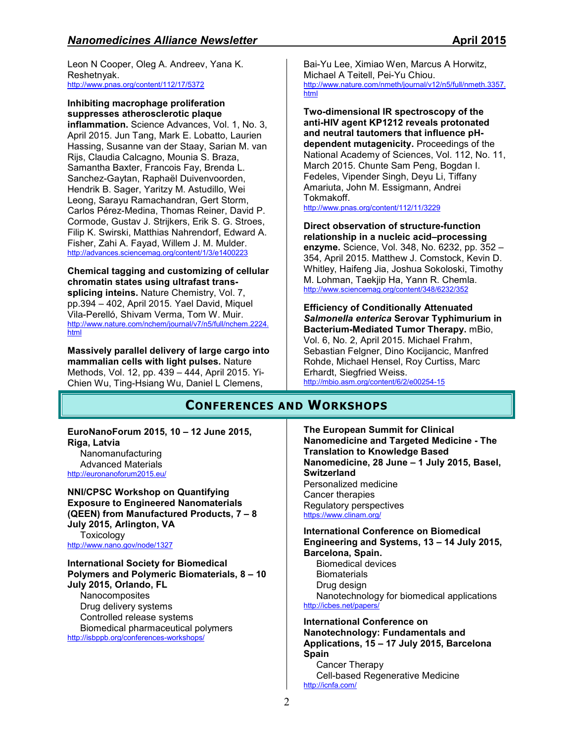Leon N Cooper, Oleg A. Andreev, Yana K. Reshetnyak.
http://www.pnas.org/content/112/17/5372

**Inhibiting macrophage proliferation suppresses atherosclerotic plaque inflammation.** Science Advances, Vol. 1, No. 3, April 2015. Jun Tang, Mark E. Lobatto, Laurien Hassing, Susanne van der Staay, Sarian M. van Rijs, Claudia Calcagno, Mounia S. Braza, Samantha Baxter, Francois Fay, Brenda L. Sanchez-Gaytan, Raphaël Duivenvoorden, Hendrik B. Sager, Yaritzy M. Astudillo, Wei Leong, Sarayu Ramachandran, Gert Storm, Carlos Pérez-Medina, Thomas Reiner, David P. Cormode, Gustav J. Strijkers, Erik S. G. Stroes, Filip K. Swirski, Matthias Nahrendorf, Edward A. Fisher, Zahi A. Fayad, Willem J. M. Mulder.
http://advances.sciencemag.org/content/1/3/e1400223

**Chemical tagging and customizing of cellular chromatin states using ultrafast trans-splicing inteins.** Nature Chemistry, Vol. 7, pp.394 – 402, April 2015. Yael David, Miquel Vila-Perelló, Shivam Verma, Tom W. Muir.
http://www.nature.com/nchem/journal/v7/n5/full/nchem.2224.html

**Massively parallel delivery of large cargo into mammalian cells with light pulses.** Nature Methods, Vol. 12, pp. 439 – 444, April 2015. Yi-Chien Wu, Ting-Hsiang Wu, Daniel L Clemens, Bai-Yu Lee, Ximiao Wen, Marcus A Horwitz, Michael A Teitell, Pei-Yu Chiou.
http://www.nature.com/nmeth/journal/v12/n5/full/nmeth.3357.html

**Two-dimensional IR spectroscopy of the anti-HIV agent KP1212 reveals protonated and neutral tautomers that influence pH-dependent mutagenicity.** Proceedings of the National Academy of Sciences, Vol. 112, No. 11, March 2015. Chunte Sam Peng, Bogdan I. Fedeles, Vipender Singh, Deyu Li, Tiffany Amariuta, John M. Essigmann, Andrei Tokmakoff.
http://www.pnas.org/content/112/11/3229

**Direct observation of structure-function relationship in a nucleic acid–processing enzyme.** Science, Vol. 348, No. 6232, pp. 352 – 354, April 2015. Matthew J. Comstock, Kevin D. Whitley, Haifeng Jia, Joshua Sokoloski, Timothy M. Lohman, Taekjip Ha, Yann R. Chemla.
http://www.sciencemag.org/content/348/6232/352

**Efficiency of Conditionally Attenuated *Salmonella enterica* Serovar Typhimurium in Bacterium-Mediated Tumor Therapy.** mBio, Vol. 6, No. 2, April 2015. Michael Frahm, Sebastian Felgner, Dino Kocijancic, Manfred Rohde, Michael Hensel, Roy Curtiss, Marc Erhardt, Siegfried Weiss.
http://mbio.asm.org/content/6/2/e00254-15

## Conferences and Workshops

**EuroNanoForum 2015, 10 – 12 June 2015, Riga, Latvia**
- Nanomanufacturing
- Advanced Materials

http://euronanoforum2015.eu/

**NNI/CPSC Workshop on Quantifying Exposure to Engineered Nanomaterials (QEEN) from Manufactured Products, 7 – 8 July 2015, Arlington, VA**
- Toxicology

http://www.nano.gov/node/1327

**International Society for Biomedical Polymers and Polymeric Biomaterials, 8 – 10 July 2015, Orlando, FL**
- Nanocomposites
- Drug delivery systems
- Controlled release systems
- Biomedical pharmaceutical polymers

http://isbppb.org/conferences-workshops/

**The European Summit for Clinical Nanomedicine and Targeted Medicine - The Translation to Knowledge Based Nanomedicine, 28 June – 1 July 2015, Basel, Switzerland**
- Personalized medicine
- Cancer therapies
- Regulatory perspectives

https://www.clinam.org/

**International Conference on Biomedical Engineering and Systems, 13 – 14 July 2015, Barcelona, Spain.**
- Biomedical devices
- Biomaterials
- Drug design
- Nanotechnology for biomedical applications

http://icbes.net/papers/

**International Conference on Nanotechnology: Fundamentals and Applications, 15 – 17 July 2015, Barcelona Spain**
- Cancer Therapy
- Cell-based Regenerative Medicine

http://icnfa.com/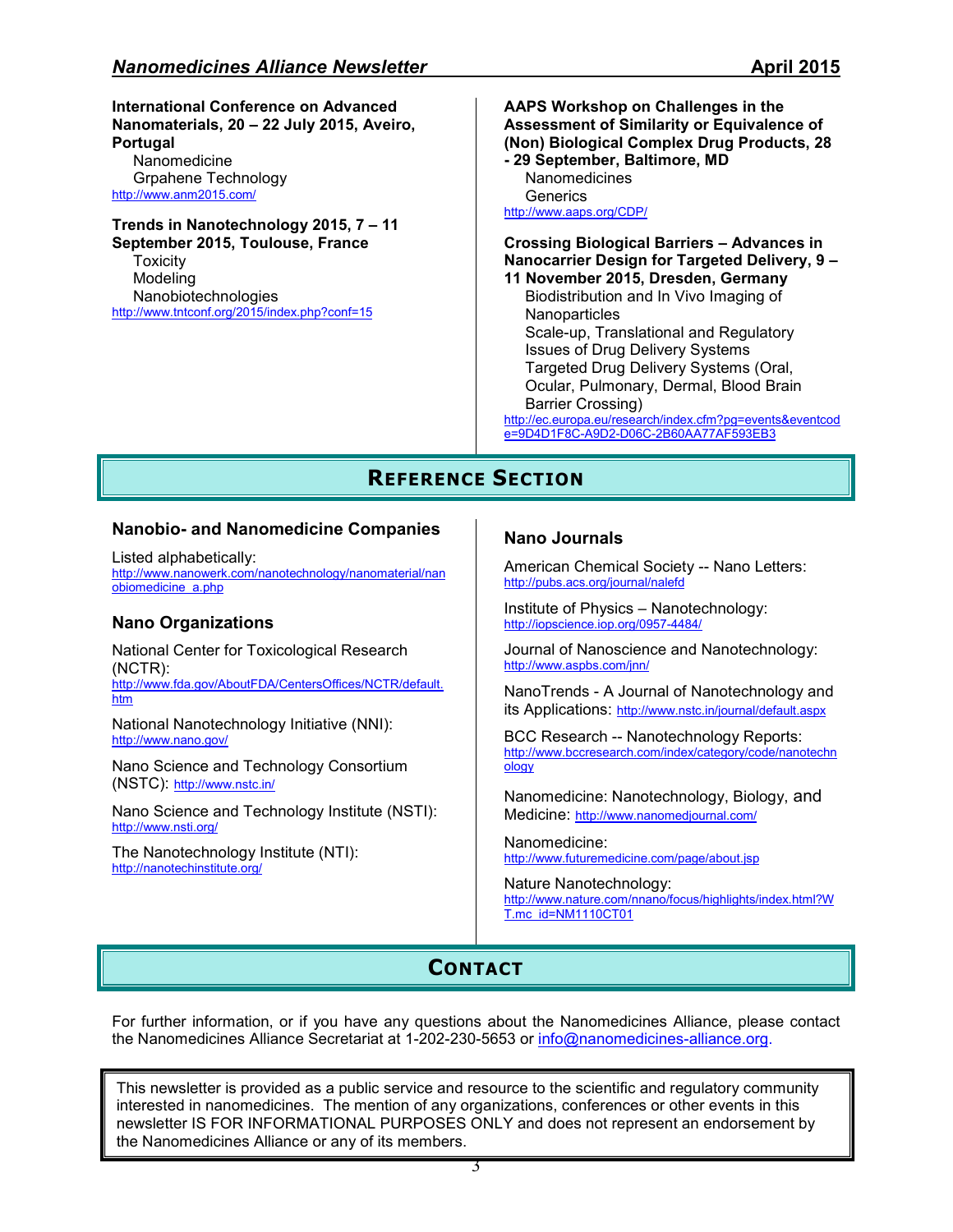**International Conference on Advanced Nanomaterials, 20 – 22 July 2015, Aveiro, Portugal**

Nanomedicine
Grpahene Technology
http://www.anm2015.com/

**Trends in Nanotechnology 2015, 7 – 11 September 2015, Toulouse, France**

Toxicity
Modeling
Nanobiotechnologies
http://www.tntconf.org/2015/index.php?conf=15

**AAPS Workshop on Challenges in the Assessment of Similarity or Equivalence of (Non) Biological Complex Drug Products, 28 - 29 September, Baltimore, MD**

Nanomedicines
Generics
http://www.aaps.org/CDP/

**Crossing Biological Barriers – Advances in Nanocarrier Design for Targeted Delivery, 9 – 11 November 2015, Dresden, Germany**

Biodistribution and In Vivo Imaging of Nanoparticles
Scale-up, Translational and Regulatory Issues of Drug Delivery Systems
Targeted Drug Delivery Systems (Oral, Ocular, Pulmonary, Dermal, Blood Brain Barrier Crossing)
http://ec.europa.eu/research/index.cfm?pg=events&eventcode=9D4D1F8C-A9D2-D06C-2B60AA77AF593EB3

# Reference Section

## Nanobio- and Nanomedicine Companies

Listed alphabetically:
http://www.nanowerk.com/nanotechnology/nanomaterial/nanobiomedicine_a.php

## Nano Organizations

National Center for Toxicological Research (NCTR):
http://www.fda.gov/AboutFDA/CentersOffices/NCTR/default.htm

National Nanotechnology Initiative (NNI):
http://www.nano.gov/

Nano Science and Technology Consortium (NSTC): http://www.nstc.in/

Nano Science and Technology Institute (NSTI):
http://www.nsti.org/

The Nanotechnology Institute (NTI):
http://nanotechinstitute.org/

## Nano Journals

American Chemical Society -- Nano Letters:
http://pubs.acs.org/journal/nalefd

Institute of Physics – Nanotechnology:
http://iopscience.iop.org/0957-4484/

Journal of Nanoscience and Nanotechnology:
http://www.aspbs.com/jnn/

NanoTrends - A Journal of Nanotechnology and its Applications: http://www.nstc.in/journal/default.aspx

BCC Research -- Nanotechnology Reports:
http://www.bccresearch.com/index/category/code/nanotechnology

Nanomedicine: Nanotechnology, Biology, and Medicine: http://www.nanomedjournal.com/

Nanomedicine:
http://www.futuremedicine.com/page/about.jsp

Nature Nanotechnology:
http://www.nature.com/nnano/focus/highlights/index.html?WT.mc_id=NM1110CT01

# Contact

For further information, or if you have any questions about the Nanomedicines Alliance, please contact the Nanomedicines Alliance Secretariat at 1-202-230-5653 or info@nanomedicines-alliance.org.

This newsletter is provided as a public service and resource to the scientific and regulatory community interested in nanomedicines. The mention of any organizations, conferences or other events in this newsletter IS FOR INFORMATIONAL PURPOSES ONLY and does not represent an endorsement by the Nanomedicines Alliance or any of its members.